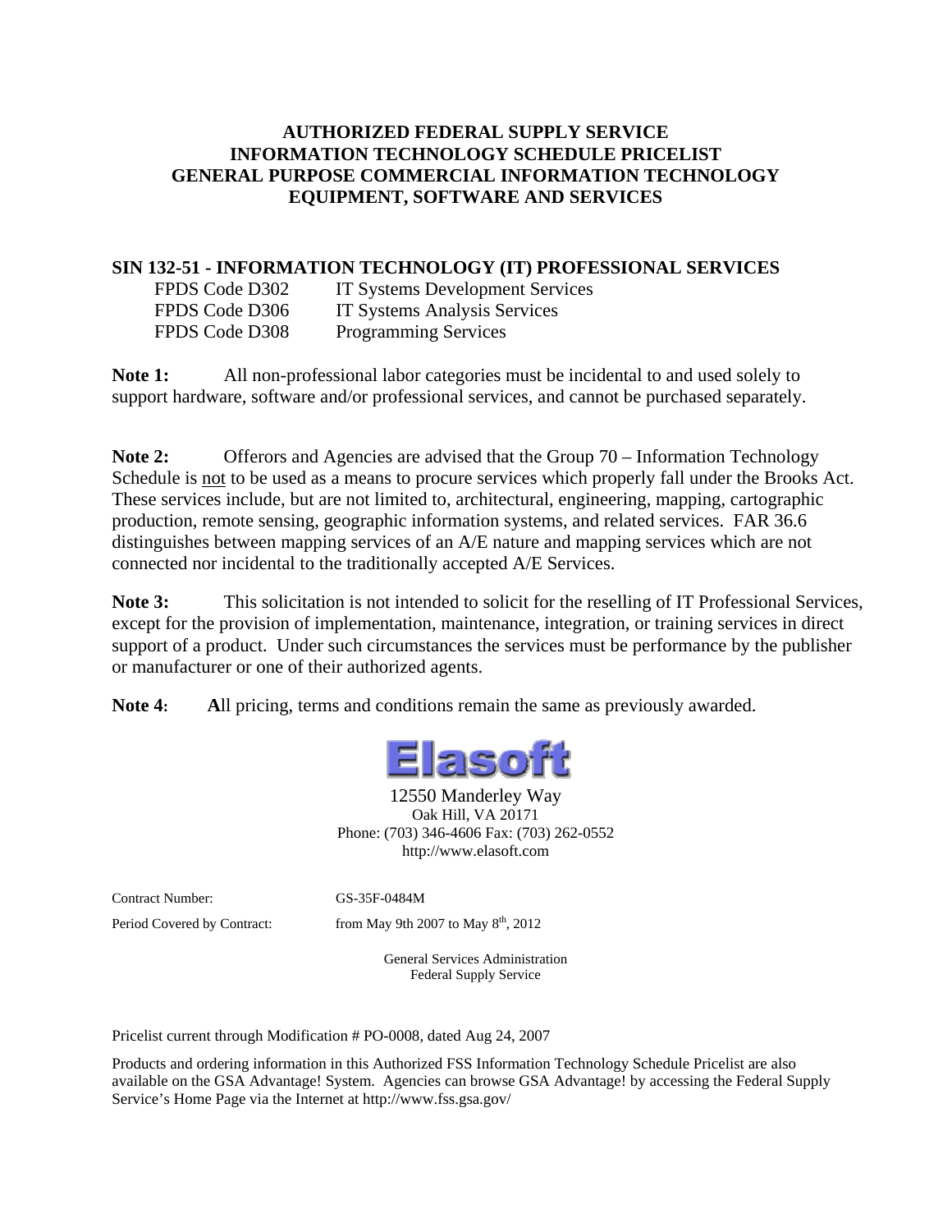# AUTHORIZED FEDERAL SUPPLY SERVICE
# INFORMATION TECHNOLOGY SCHEDULE PRICELIST
# GENERAL PURPOSE COMMERCIAL INFORMATION TECHNOLOGY EQUIPMENT, SOFTWARE AND SERVICES

## SIN 132-51 - INFORMATION TECHNOLOGY (IT) PROFESSIONAL SERVICES

FPDS Code D302 IT Systems Development Services
FPDS Code D306 IT Systems Analysis Services
FPDS Code D308 Programming Services

**Note 1:** All non-professional labor categories must be incidental to and used solely to support hardware, software and/or professional services, and cannot be purchased separately.

**Note 2:** Offerors and Agencies are advised that the Group 70 – Information Technology Schedule is not to be used as a means to procure services which properly fall under the Brooks Act. These services include, but are not limited to, architectural, engineering, mapping, cartographic production, remote sensing, geographic information systems, and related services. FAR 36.6 distinguishes between mapping services of an A/E nature and mapping services which are not connected nor incidental to the traditionally accepted A/E Services.

**Note 3:** This solicitation is not intended to solicit for the reselling of IT Professional Services, except for the provision of implementation, maintenance, integration, or training services in direct support of a product. Under such circumstances the services must be performance by the publisher or manufacturer or one of their authorized agents.

**Note 4:** **A**ll pricing, terms and conditions remain the same as previously awarded.

Elasoft

12550 Manderley Way
Oak Hill, VA 20171
Phone: (703) 346-4606 Fax: (703) 262-0552
http://www.elasoft.com

Contract Number: GS-35F-0484M

Period Covered by Contract: from May 9th 2007 to May 8th, 2012

General Services Administration
Federal Supply Service

Pricelist current through Modification # PO-0008, dated Aug 24, 2007

Products and ordering information in this Authorized FSS Information Technology Schedule Pricelist are also available on the GSA Advantage! System. Agencies can browse GSA Advantage! by accessing the Federal Supply Service's Home Page via the Internet at http://www.fss.gsa.gov/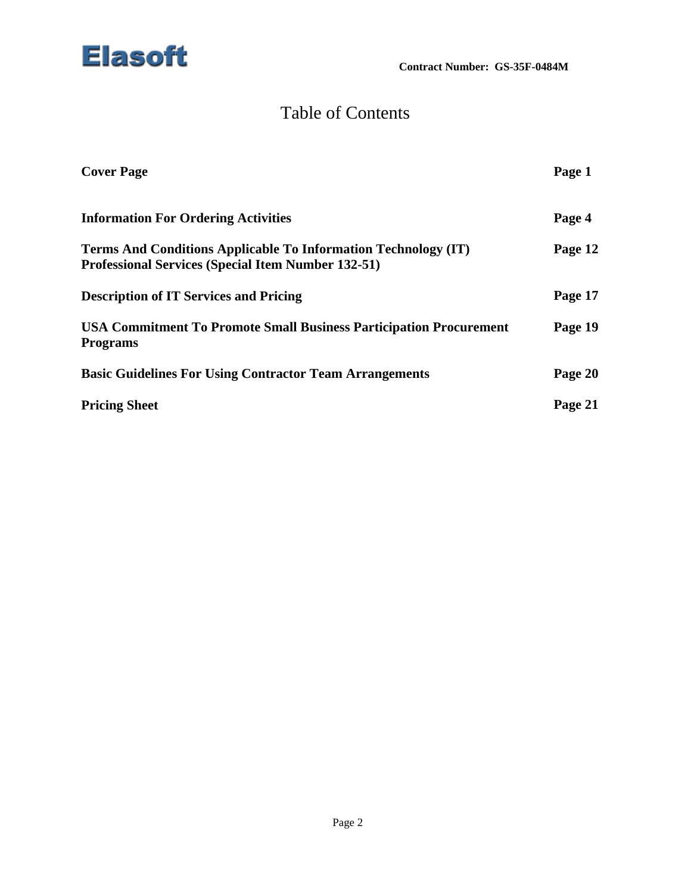Contract Number: GS-35F-0484M

# Table of Contents

| | |
|---|---|
| **Cover Page** | **Page 1** |
| **Information For Ordering Activities** | **Page 4** |
| **Terms And Conditions Applicable To Information Technology (IT) Professional Services (Special Item Number 132-51)** | **Page 12** |
| **Description of IT Services and Pricing** | **Page 17** |
| **USA Commitment To Promote Small Business Participation Procurement Programs** | **Page 19** |
| **Basic Guidelines For Using Contractor Team Arrangements** | **Page 20** |
| **Pricing Sheet** | **Page 21** |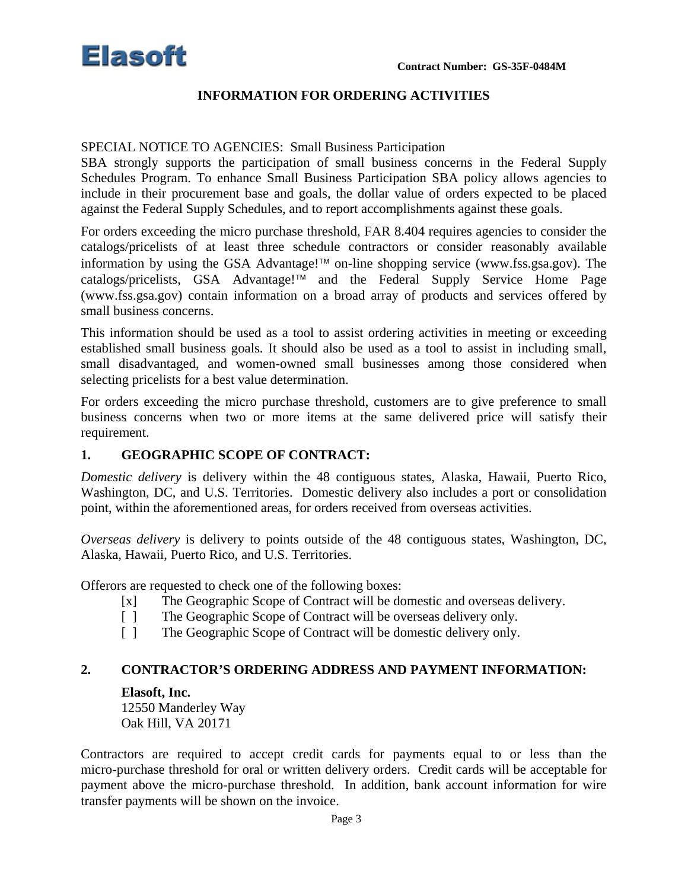**Elasoft**

**Contract Number: GS-35F-0484M**

# INFORMATION FOR ORDERING ACTIVITIES

SPECIAL NOTICE TO AGENCIES: Small Business Participation
SBA strongly supports the participation of small business concerns in the Federal Supply Schedules Program. To enhance Small Business Participation SBA policy allows agencies to include in their procurement base and goals, the dollar value of orders expected to be placed against the Federal Supply Schedules, and to report accomplishments against these goals.

For orders exceeding the micro purchase threshold, FAR 8.404 requires agencies to consider the catalogs/pricelists of at least three schedule contractors or consider reasonably available information by using the GSA Advantage!™ on-line shopping service (www.fss.gsa.gov). The catalogs/pricelists, GSA Advantage!™ and the Federal Supply Service Home Page (www.fss.gsa.gov) contain information on a broad array of products and services offered by small business concerns.

This information should be used as a tool to assist ordering activities in meeting or exceeding established small business goals. It should also be used as a tool to assist in including small, small disadvantaged, and women-owned small businesses among those considered when selecting pricelists for a best value determination.

For orders exceeding the micro purchase threshold, customers are to give preference to small business concerns when two or more items at the same delivered price will satisfy their requirement.

## 1. GEOGRAPHIC SCOPE OF CONTRACT:

*Domestic delivery* is delivery within the 48 contiguous states, Alaska, Hawaii, Puerto Rico, Washington, DC, and U.S. Territories. Domestic delivery also includes a port or consolidation point, within the aforementioned areas, for orders received from overseas activities.

*Overseas delivery* is delivery to points outside of the 48 contiguous states, Washington, DC, Alaska, Hawaii, Puerto Rico, and U.S. Territories.

Offerors are requested to check one of the following boxes:

[x] The Geographic Scope of Contract will be domestic and overseas delivery.
[ ] The Geographic Scope of Contract will be overseas delivery only.
[ ] The Geographic Scope of Contract will be domestic delivery only.

## 2. CONTRACTOR'S ORDERING ADDRESS AND PAYMENT INFORMATION:

**Elasoft, Inc.**
12550 Manderley Way
Oak Hill, VA 20171

Contractors are required to accept credit cards for payments equal to or less than the micro-purchase threshold for oral or written delivery orders. Credit cards will be acceptable for payment above the micro-purchase threshold. In addition, bank account information for wire transfer payments will be shown on the invoice.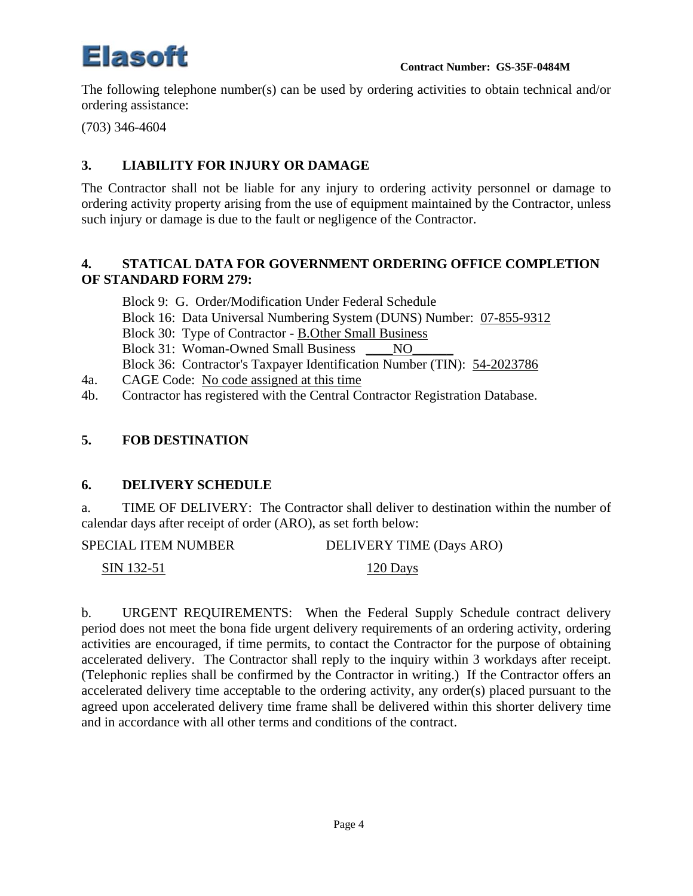The following telephone number(s) can be used by ordering activities to obtain technical and/or ordering assistance:

(703) 346-4604

## 3. LIABILITY FOR INJURY OR DAMAGE

The Contractor shall not be liable for any injury to ordering activity personnel or damage to ordering activity property arising from the use of equipment maintained by the Contractor, unless such injury or damage is due to the fault or negligence of the Contractor.

## 4. STATICAL DATA FOR GOVERNMENT ORDERING OFFICE COMPLETION OF STANDARD FORM 279:

Block 9: G. Order/Modification Under Federal Schedule
Block 16: Data Universal Numbering System (DUNS) Number: 07-855-9312
Block 30: Type of Contractor - B.Other Small Business
Block 31: Woman-Owned Small Business ____NO______
Block 36: Contractor's Taxpayer Identification Number (TIN): 54-2023786

4a. CAGE Code: No code assigned at this time

4b. Contractor has registered with the Central Contractor Registration Database.

## 5. FOB DESTINATION

## 6. DELIVERY SCHEDULE

a. TIME OF DELIVERY: The Contractor shall deliver to destination within the number of calendar days after receipt of order (ARO), as set forth below:

| SPECIAL ITEM NUMBER | DELIVERY TIME (Days ARO) |
|---|---|
| SIN 132-51 | 120 Days |

b. URGENT REQUIREMENTS: When the Federal Supply Schedule contract delivery period does not meet the bona fide urgent delivery requirements of an ordering activity, ordering activities are encouraged, if time permits, to contact the Contractor for the purpose of obtaining accelerated delivery. The Contractor shall reply to the inquiry within 3 workdays after receipt. (Telephonic replies shall be confirmed by the Contractor in writing.) If the Contractor offers an accelerated delivery time acceptable to the ordering activity, any order(s) placed pursuant to the agreed upon accelerated delivery time frame shall be delivered within this shorter delivery time and in accordance with all other terms and conditions of the contract.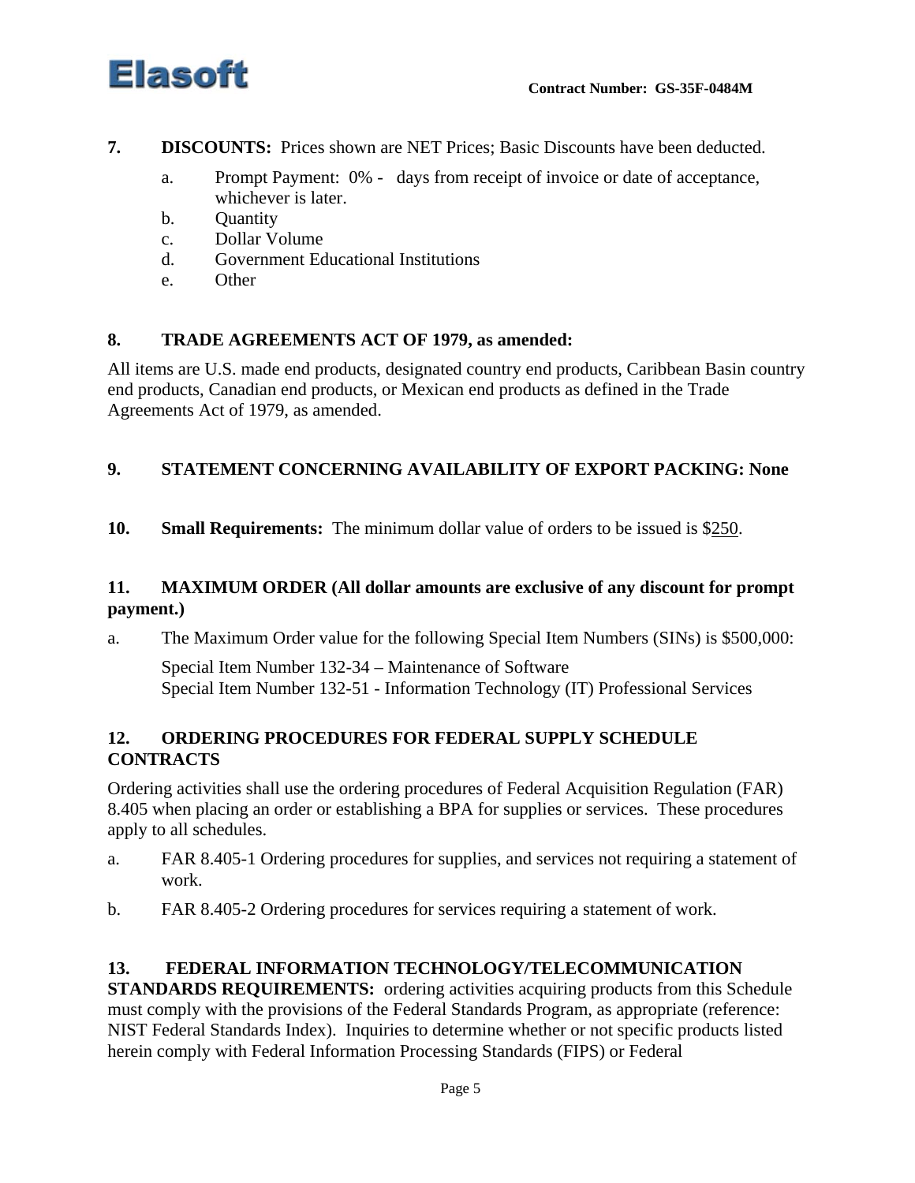**7. DISCOUNTS:** Prices shown are NET Prices; Basic Discounts have been deducted.

a. Prompt Payment: 0% - days from receipt of invoice or date of acceptance, whichever is later.
b. Quantity
c. Dollar Volume
d. Government Educational Institutions
e. Other

**8. TRADE AGREEMENTS ACT OF 1979, as amended:**

All items are U.S. made end products, designated country end products, Caribbean Basin country end products, Canadian end products, or Mexican end products as defined in the Trade Agreements Act of 1979, as amended.

**9. STATEMENT CONCERNING AVAILABILITY OF EXPORT PACKING: None**

**10. Small Requirements:** The minimum dollar value of orders to be issued is $250.

**11. MAXIMUM ORDER (All dollar amounts are exclusive of any discount for prompt payment.)**

a. The Maximum Order value for the following Special Item Numbers (SINs) is $500,000:

Special Item Number 132-34 – Maintenance of Software
Special Item Number 132-51 - Information Technology (IT) Professional Services

**12. ORDERING PROCEDURES FOR FEDERAL SUPPLY SCHEDULE CONTRACTS**

Ordering activities shall use the ordering procedures of Federal Acquisition Regulation (FAR) 8.405 when placing an order or establishing a BPA for supplies or services. These procedures apply to all schedules.

a. FAR 8.405-1 Ordering procedures for supplies, and services not requiring a statement of work.

b. FAR 8.405-2 Ordering procedures for services requiring a statement of work.

**13. FEDERAL INFORMATION TECHNOLOGY/TELECOMMUNICATION STANDARDS REQUIREMENTS:** ordering activities acquiring products from this Schedule must comply with the provisions of the Federal Standards Program, as appropriate (reference: NIST Federal Standards Index). Inquiries to determine whether or not specific products listed herein comply with Federal Information Processing Standards (FIPS) or Federal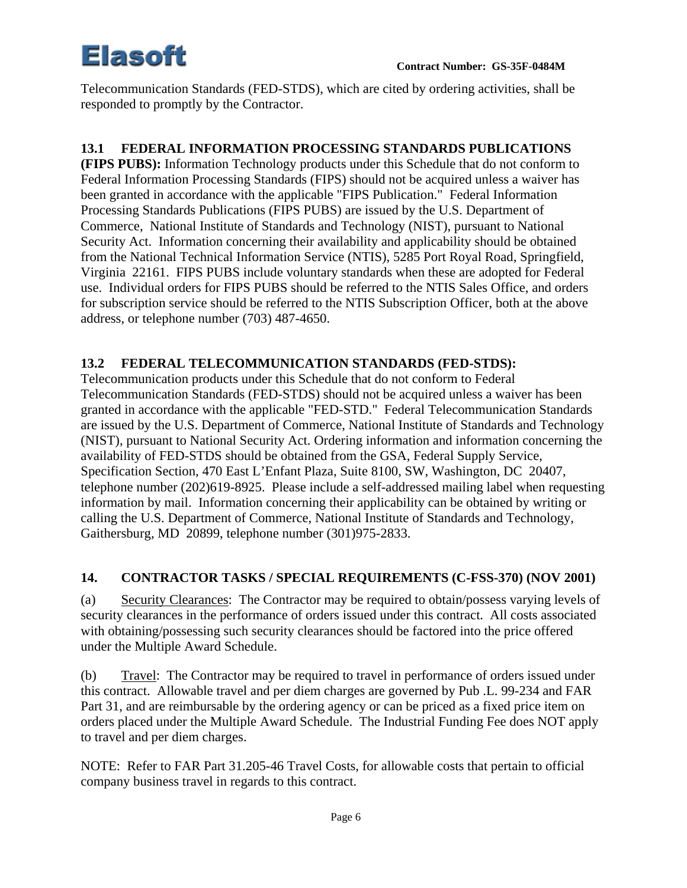Telecommunication Standards (FED-STDS), which are cited by ordering activities, shall be responded to promptly by the Contractor.

**13.1 FEDERAL INFORMATION PROCESSING STANDARDS PUBLICATIONS (FIPS PUBS):** Information Technology products under this Schedule that do not conform to Federal Information Processing Standards (FIPS) should not be acquired unless a waiver has been granted in accordance with the applicable "FIPS Publication." Federal Information Processing Standards Publications (FIPS PUBS) are issued by the U.S. Department of Commerce, National Institute of Standards and Technology (NIST), pursuant to National Security Act. Information concerning their availability and applicability should be obtained from the National Technical Information Service (NTIS), 5285 Port Royal Road, Springfield, Virginia 22161. FIPS PUBS include voluntary standards when these are adopted for Federal use. Individual orders for FIPS PUBS should be referred to the NTIS Sales Office, and orders for subscription service should be referred to the NTIS Subscription Officer, both at the above address, or telephone number (703) 487-4650.

**13.2 FEDERAL TELECOMMUNICATION STANDARDS (FED-STDS):** Telecommunication products under this Schedule that do not conform to Federal Telecommunication Standards (FED-STDS) should not be acquired unless a waiver has been granted in accordance with the applicable "FED-STD." Federal Telecommunication Standards are issued by the U.S. Department of Commerce, National Institute of Standards and Technology (NIST), pursuant to National Security Act. Ordering information and information concerning the availability of FED-STDS should be obtained from the GSA, Federal Supply Service, Specification Section, 470 East L'Enfant Plaza, Suite 8100, SW, Washington, DC 20407, telephone number (202)619-8925. Please include a self-addressed mailing label when requesting information by mail. Information concerning their applicability can be obtained by writing or calling the U.S. Department of Commerce, National Institute of Standards and Technology, Gaithersburg, MD 20899, telephone number (301)975-2833.

**14. CONTRACTOR TASKS / SPECIAL REQUIREMENTS (C-FSS-370) (NOV 2001)**

(a) Security Clearances: The Contractor may be required to obtain/possess varying levels of security clearances in the performance of orders issued under this contract. All costs associated with obtaining/possessing such security clearances should be factored into the price offered under the Multiple Award Schedule.

(b) Travel: The Contractor may be required to travel in performance of orders issued under this contract. Allowable travel and per diem charges are governed by Pub .L. 99-234 and FAR Part 31, and are reimbursable by the ordering agency or can be priced as a fixed price item on orders placed under the Multiple Award Schedule. The Industrial Funding Fee does NOT apply to travel and per diem charges.

NOTE: Refer to FAR Part 31.205-46 Travel Costs, for allowable costs that pertain to official company business travel in regards to this contract.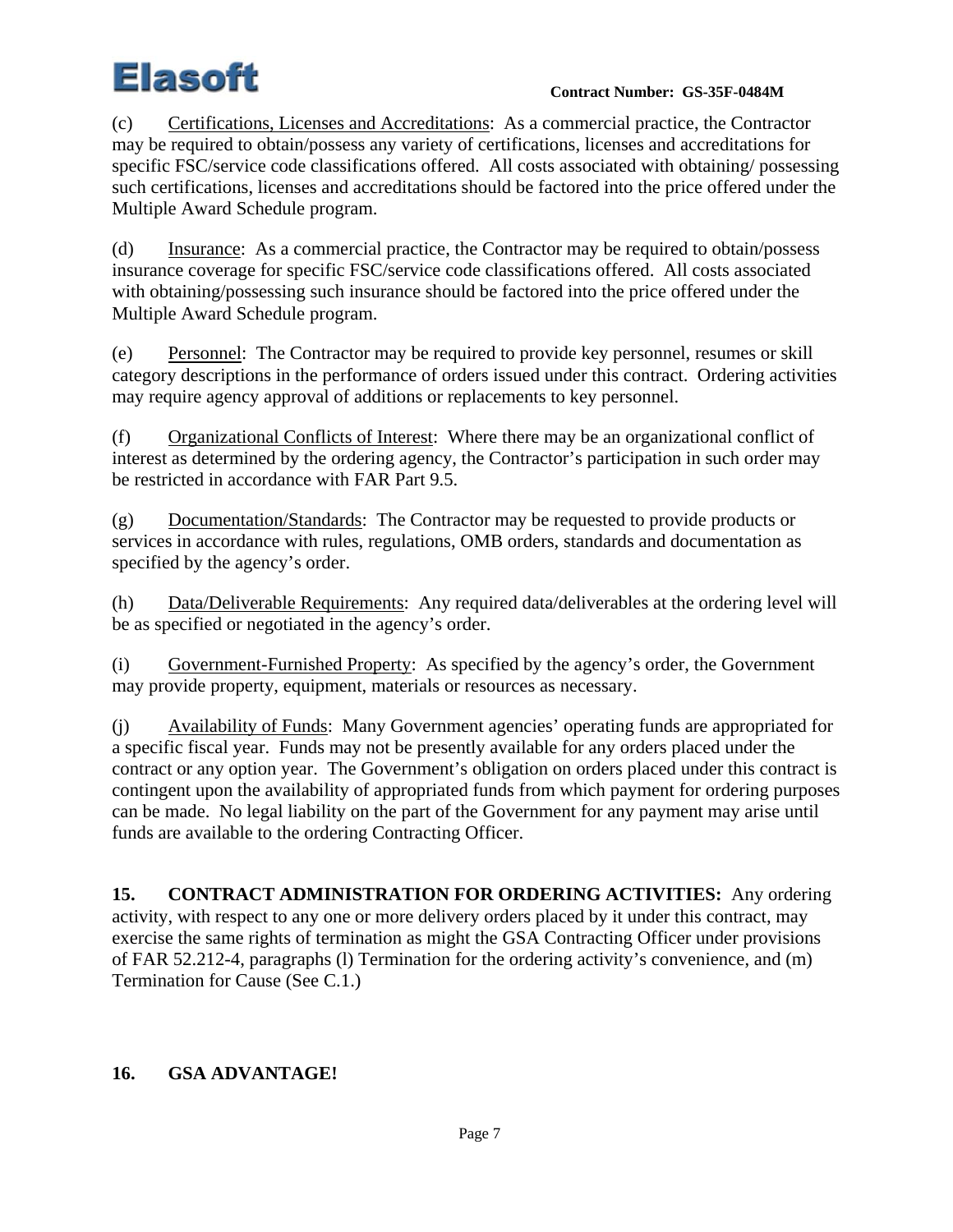(c) Certifications, Licenses and Accreditations: As a commercial practice, the Contractor may be required to obtain/possess any variety of certifications, licenses and accreditations for specific FSC/service code classifications offered. All costs associated with obtaining/ possessing such certifications, licenses and accreditations should be factored into the price offered under the Multiple Award Schedule program.

(d) Insurance: As a commercial practice, the Contractor may be required to obtain/possess insurance coverage for specific FSC/service code classifications offered. All costs associated with obtaining/possessing such insurance should be factored into the price offered under the Multiple Award Schedule program.

(e) Personnel: The Contractor may be required to provide key personnel, resumes or skill category descriptions in the performance of orders issued under this contract. Ordering activities may require agency approval of additions or replacements to key personnel.

(f) Organizational Conflicts of Interest: Where there may be an organizational conflict of interest as determined by the ordering agency, the Contractor's participation in such order may be restricted in accordance with FAR Part 9.5.

(g) Documentation/Standards: The Contractor may be requested to provide products or services in accordance with rules, regulations, OMB orders, standards and documentation as specified by the agency's order.

(h) Data/Deliverable Requirements: Any required data/deliverables at the ordering level will be as specified or negotiated in the agency's order.

(i) Government-Furnished Property: As specified by the agency's order, the Government may provide property, equipment, materials or resources as necessary.

(j) Availability of Funds: Many Government agencies' operating funds are appropriated for a specific fiscal year. Funds may not be presently available for any orders placed under the contract or any option year. The Government's obligation on orders placed under this contract is contingent upon the availability of appropriated funds from which payment for ordering purposes can be made. No legal liability on the part of the Government for any payment may arise until funds are available to the ordering Contracting Officer.

**15. CONTRACT ADMINISTRATION FOR ORDERING ACTIVITIES:** Any ordering activity, with respect to any one or more delivery orders placed by it under this contract, may exercise the same rights of termination as might the GSA Contracting Officer under provisions of FAR 52.212-4, paragraphs (l) Termination for the ordering activity's convenience, and (m) Termination for Cause (See C.1.)

**16. GSA ADVANTAGE!**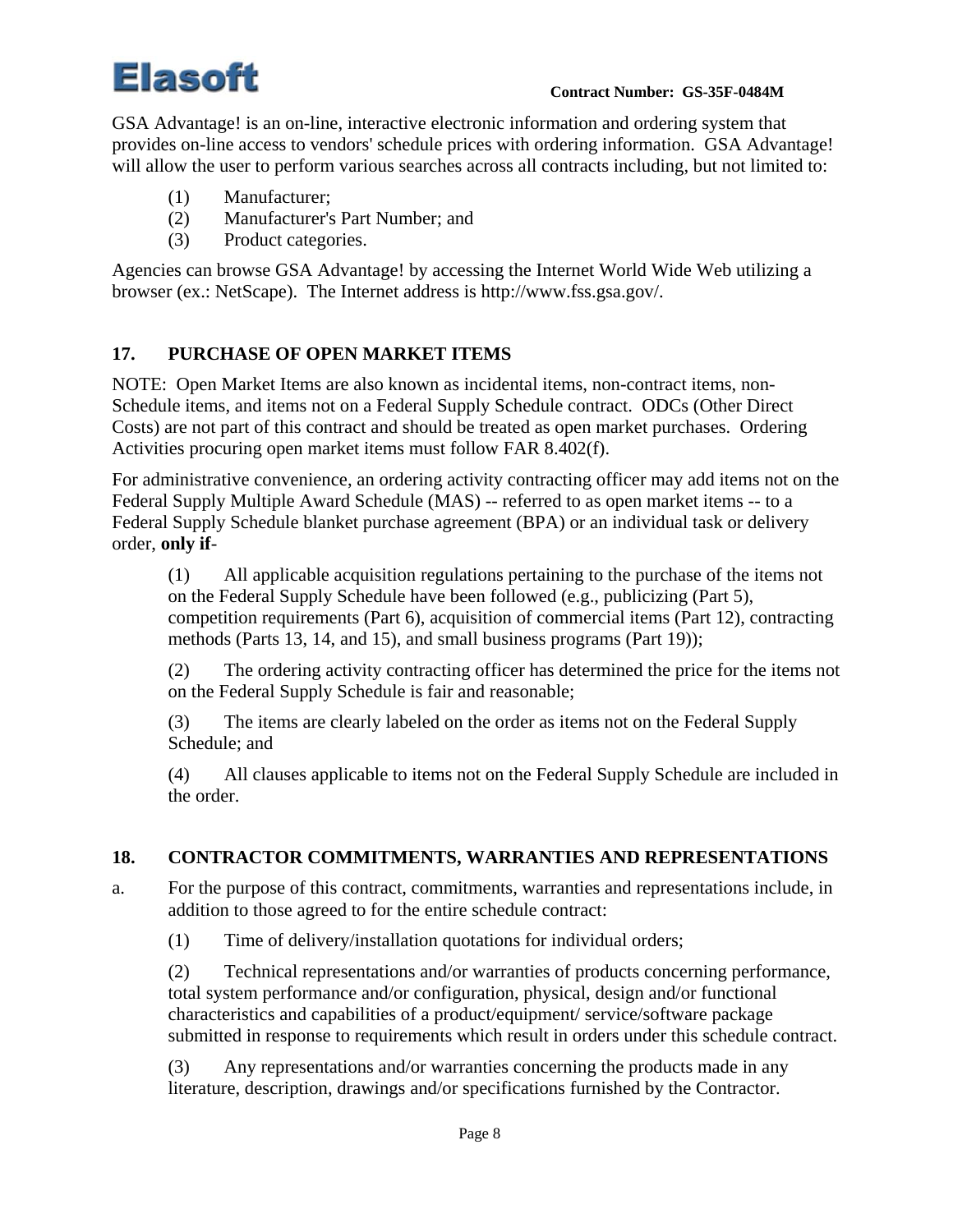GSA Advantage! is an on-line, interactive electronic information and ordering system that provides on-line access to vendors' schedule prices with ordering information. GSA Advantage! will allow the user to perform various searches across all contracts including, but not limited to:

(1) Manufacturer;
(2) Manufacturer's Part Number; and
(3) Product categories.

Agencies can browse GSA Advantage! by accessing the Internet World Wide Web utilizing a browser (ex.: NetScape). The Internet address is http://www.fss.gsa.gov/.

## 17. PURCHASE OF OPEN MARKET ITEMS

NOTE: Open Market Items are also known as incidental items, non-contract items, non-Schedule items, and items not on a Federal Supply Schedule contract. ODCs (Other Direct Costs) are not part of this contract and should be treated as open market purchases. Ordering Activities procuring open market items must follow FAR 8.402(f).

For administrative convenience, an ordering activity contracting officer may add items not on the Federal Supply Multiple Award Schedule (MAS) -- referred to as open market items -- to a Federal Supply Schedule blanket purchase agreement (BPA) or an individual task or delivery order, **only if**-

(1) All applicable acquisition regulations pertaining to the purchase of the items not on the Federal Supply Schedule have been followed (e.g., publicizing (Part 5), competition requirements (Part 6), acquisition of commercial items (Part 12), contracting methods (Parts 13, 14, and 15), and small business programs (Part 19));

(2) The ordering activity contracting officer has determined the price for the items not on the Federal Supply Schedule is fair and reasonable;

(3) The items are clearly labeled on the order as items not on the Federal Supply Schedule; and

(4) All clauses applicable to items not on the Federal Supply Schedule are included in the order.

## 18. CONTRACTOR COMMITMENTS, WARRANTIES AND REPRESENTATIONS

a. For the purpose of this contract, commitments, warranties and representations include, in addition to those agreed to for the entire schedule contract:

(1) Time of delivery/installation quotations for individual orders;

(2) Technical representations and/or warranties of products concerning performance, total system performance and/or configuration, physical, design and/or functional characteristics and capabilities of a product/equipment/ service/software package submitted in response to requirements which result in orders under this schedule contract.

(3) Any representations and/or warranties concerning the products made in any literature, description, drawings and/or specifications furnished by the Contractor.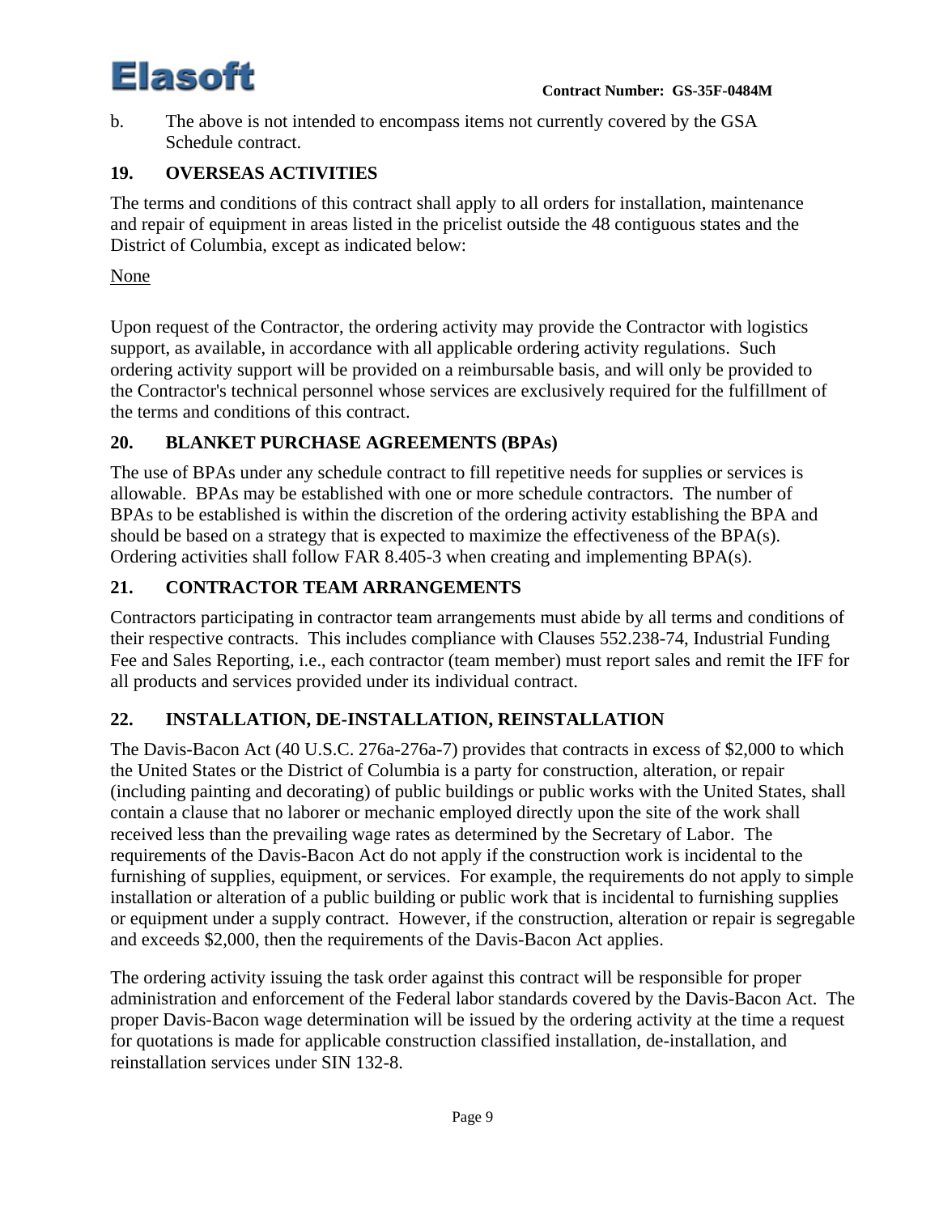b. The above is not intended to encompass items not currently covered by the GSA Schedule contract.

## 19. OVERSEAS ACTIVITIES

The terms and conditions of this contract shall apply to all orders for installation, maintenance and repair of equipment in areas listed in the pricelist outside the 48 contiguous states and the District of Columbia, except as indicated below:

None

Upon request of the Contractor, the ordering activity may provide the Contractor with logistics support, as available, in accordance with all applicable ordering activity regulations. Such ordering activity support will be provided on a reimbursable basis, and will only be provided to the Contractor's technical personnel whose services are exclusively required for the fulfillment of the terms and conditions of this contract.

## 20. BLANKET PURCHASE AGREEMENTS (BPAs)

The use of BPAs under any schedule contract to fill repetitive needs for supplies or services is allowable. BPAs may be established with one or more schedule contractors. The number of BPAs to be established is within the discretion of the ordering activity establishing the BPA and should be based on a strategy that is expected to maximize the effectiveness of the BPA(s). Ordering activities shall follow FAR 8.405-3 when creating and implementing BPA(s).

## 21. CONTRACTOR TEAM ARRANGEMENTS

Contractors participating in contractor team arrangements must abide by all terms and conditions of their respective contracts. This includes compliance with Clauses 552.238-74, Industrial Funding Fee and Sales Reporting, i.e., each contractor (team member) must report sales and remit the IFF for all products and services provided under its individual contract.

## 22. INSTALLATION, DE-INSTALLATION, REINSTALLATION

The Davis-Bacon Act (40 U.S.C. 276a-276a-7) provides that contracts in excess of $2,000 to which the United States or the District of Columbia is a party for construction, alteration, or repair (including painting and decorating) of public buildings or public works with the United States, shall contain a clause that no laborer or mechanic employed directly upon the site of the work shall received less than the prevailing wage rates as determined by the Secretary of Labor. The requirements of the Davis-Bacon Act do not apply if the construction work is incidental to the furnishing of supplies, equipment, or services. For example, the requirements do not apply to simple installation or alteration of a public building or public work that is incidental to furnishing supplies or equipment under a supply contract. However, if the construction, alteration or repair is segregable and exceeds $2,000, then the requirements of the Davis-Bacon Act applies.

The ordering activity issuing the task order against this contract will be responsible for proper administration and enforcement of the Federal labor standards covered by the Davis-Bacon Act. The proper Davis-Bacon wage determination will be issued by the ordering activity at the time a request for quotations is made for applicable construction classified installation, de-installation, and reinstallation services under SIN 132-8.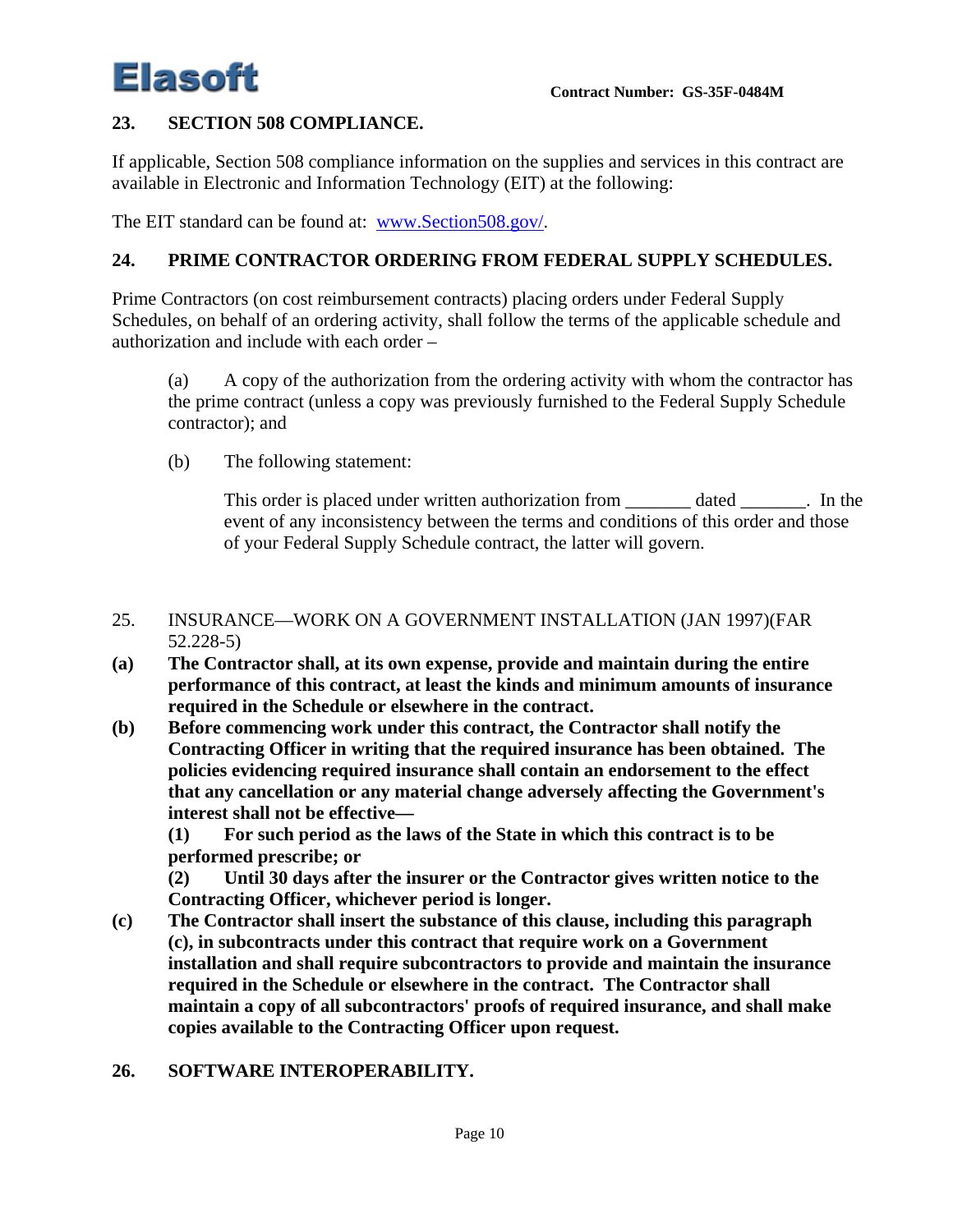## 23. SECTION 508 COMPLIANCE.

If applicable, Section 508 compliance information on the supplies and services in this contract are available in Electronic and Information Technology (EIT) at the following:

The EIT standard can be found at: www.Section508.gov/.

## 24. PRIME CONTRACTOR ORDERING FROM FEDERAL SUPPLY SCHEDULES.

Prime Contractors (on cost reimbursement contracts) placing orders under Federal Supply Schedules, on behalf of an ordering activity, shall follow the terms of the applicable schedule and authorization and include with each order –

(a) A copy of the authorization from the ordering activity with whom the contractor has the prime contract (unless a copy was previously furnished to the Federal Supply Schedule contractor); and

(b) The following statement:

> This order is placed under written authorization from _______ dated _______. In the event of any inconsistency between the terms and conditions of this order and those of your Federal Supply Schedule contract, the latter will govern.

25. INSURANCE—WORK ON A GOVERNMENT INSTALLATION (JAN 1997)(FAR 52.228-5)

**(a) The Contractor shall, at its own expense, provide and maintain during the entire performance of this contract, at least the kinds and minimum amounts of insurance required in the Schedule or elsewhere in the contract.**

**(b) Before commencing work under this contract, the Contractor shall notify the Contracting Officer in writing that the required insurance has been obtained. The policies evidencing required insurance shall contain an endorsement to the effect that any cancellation or any material change adversely affecting the Government's interest shall not be effective—**

**(1) For such period as the laws of the State in which this contract is to be performed prescribe; or**

**(2) Until 30 days after the insurer or the Contractor gives written notice to the Contracting Officer, whichever period is longer.**

**(c) The Contractor shall insert the substance of this clause, including this paragraph (c), in subcontracts under this contract that require work on a Government installation and shall require subcontractors to provide and maintain the insurance required in the Schedule or elsewhere in the contract. The Contractor shall maintain a copy of all subcontractors' proofs of required insurance, and shall make copies available to the Contracting Officer upon request.**

## 26. SOFTWARE INTEROPERABILITY.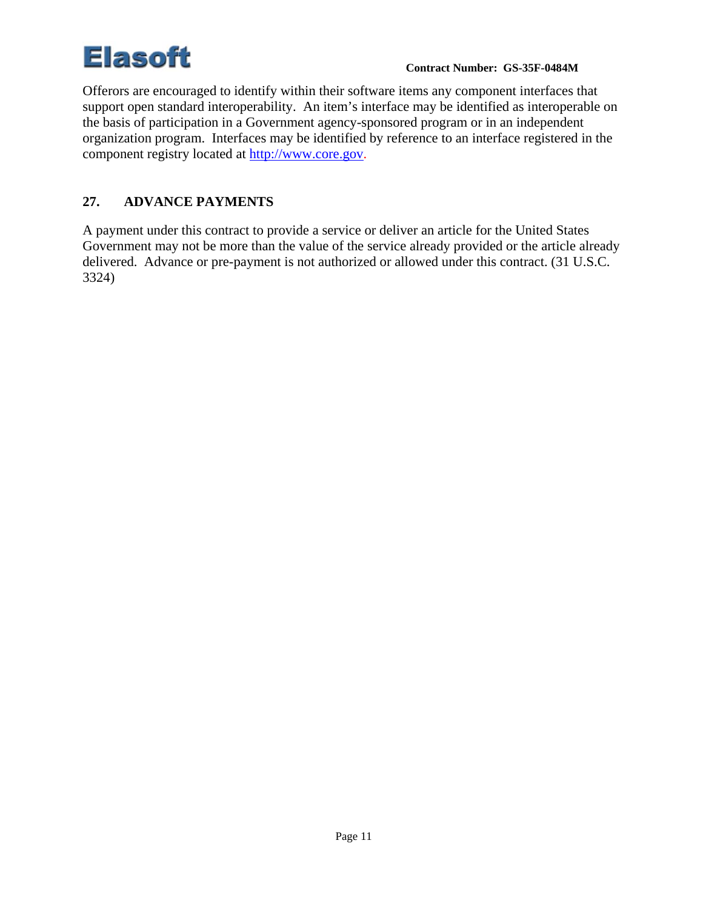Offerors are encouraged to identify within their software items any component interfaces that support open standard interoperability. An item's interface may be identified as interoperable on the basis of participation in a Government agency-sponsored program or in an independent organization program. Interfaces may be identified by reference to an interface registered in the component registry located at [http://www.core.gov](http://www.core.gov).

## 27. ADVANCE PAYMENTS

A payment under this contract to provide a service or deliver an article for the United States Government may not be more than the value of the service already provided or the article already delivered. Advance or pre-payment is not authorized or allowed under this contract. (31 U.S.C. 3324)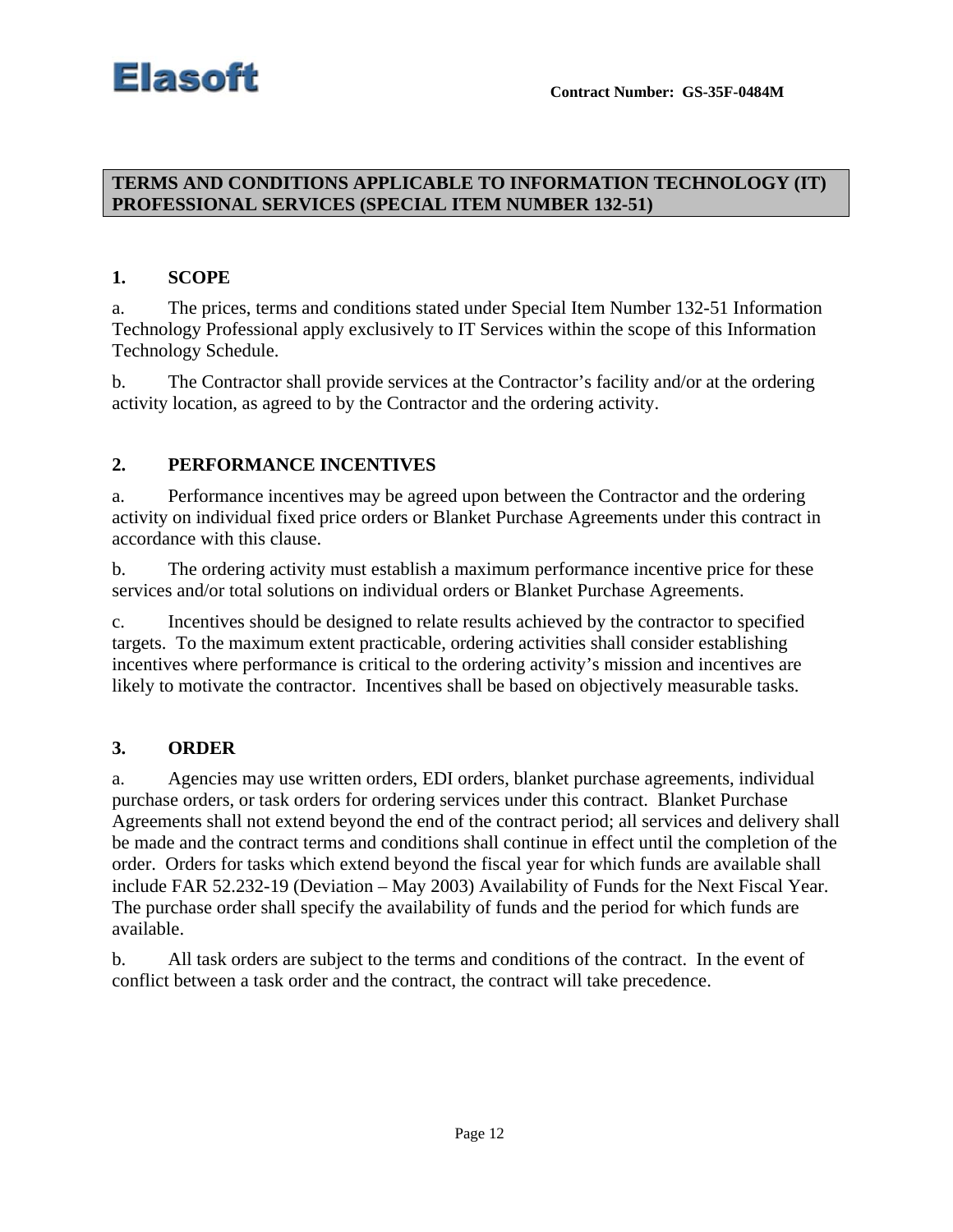## TERMS AND CONDITIONS APPLICABLE TO INFORMATION TECHNOLOGY (IT) PROFESSIONAL SERVICES (SPECIAL ITEM NUMBER 132-51)

### 1. SCOPE

a. The prices, terms and conditions stated under Special Item Number 132-51 Information Technology Professional apply exclusively to IT Services within the scope of this Information Technology Schedule.

b. The Contractor shall provide services at the Contractor's facility and/or at the ordering activity location, as agreed to by the Contractor and the ordering activity.

### 2. PERFORMANCE INCENTIVES

a. Performance incentives may be agreed upon between the Contractor and the ordering activity on individual fixed price orders or Blanket Purchase Agreements under this contract in accordance with this clause.

b. The ordering activity must establish a maximum performance incentive price for these services and/or total solutions on individual orders or Blanket Purchase Agreements.

c. Incentives should be designed to relate results achieved by the contractor to specified targets. To the maximum extent practicable, ordering activities shall consider establishing incentives where performance is critical to the ordering activity's mission and incentives are likely to motivate the contractor. Incentives shall be based on objectively measurable tasks.

### 3. ORDER

a. Agencies may use written orders, EDI orders, blanket purchase agreements, individual purchase orders, or task orders for ordering services under this contract. Blanket Purchase Agreements shall not extend beyond the end of the contract period; all services and delivery shall be made and the contract terms and conditions shall continue in effect until the completion of the order. Orders for tasks which extend beyond the fiscal year for which funds are available shall include FAR 52.232-19 (Deviation – May 2003) Availability of Funds for the Next Fiscal Year. The purchase order shall specify the availability of funds and the period for which funds are available.

b. All task orders are subject to the terms and conditions of the contract. In the event of conflict between a task order and the contract, the contract will take precedence.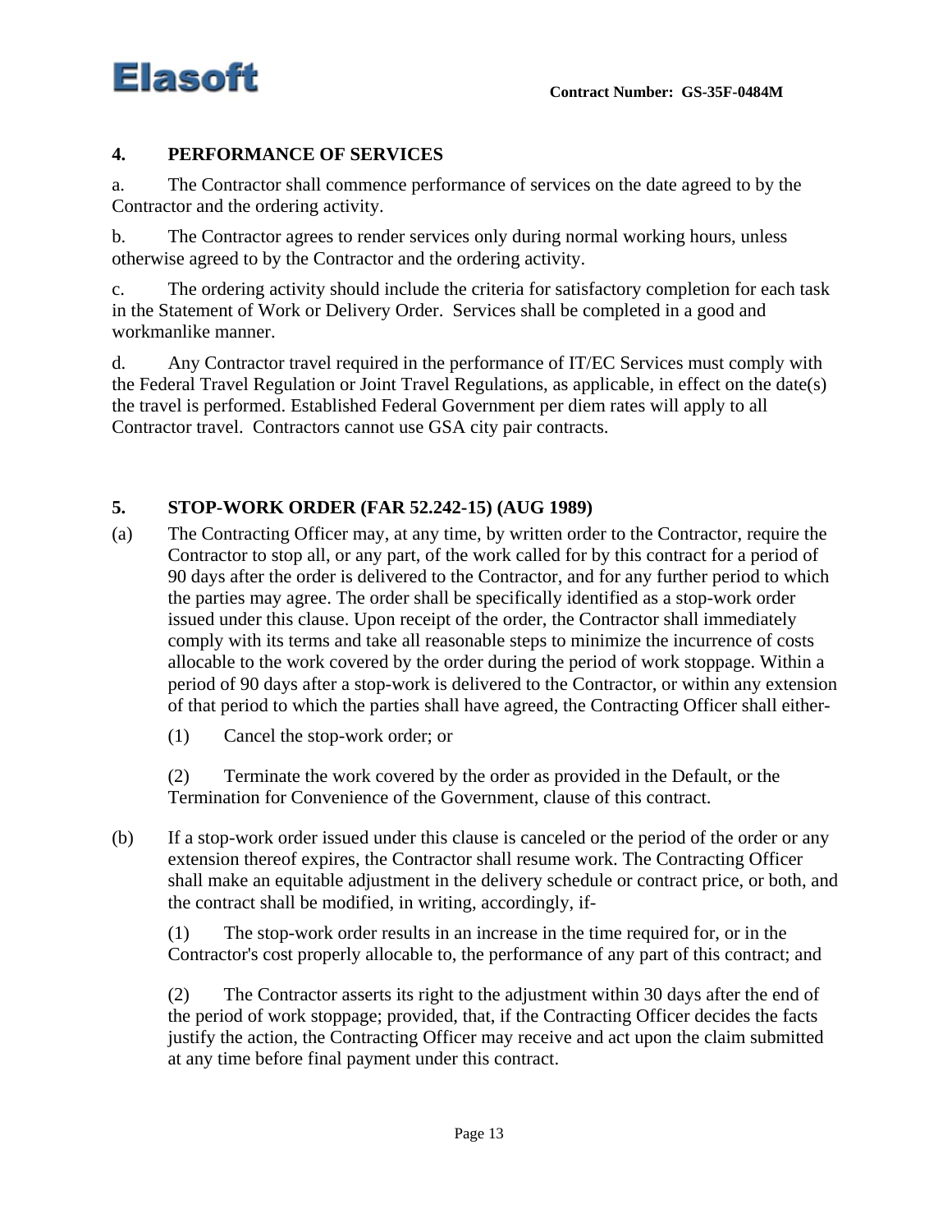### 4. PERFORMANCE OF SERVICES

a. The Contractor shall commence performance of services on the date agreed to by the Contractor and the ordering activity.

b. The Contractor agrees to render services only during normal working hours, unless otherwise agreed to by the Contractor and the ordering activity.

c. The ordering activity should include the criteria for satisfactory completion for each task in the Statement of Work or Delivery Order. Services shall be completed in a good and workmanlike manner.

d. Any Contractor travel required in the performance of IT/EC Services must comply with the Federal Travel Regulation or Joint Travel Regulations, as applicable, in effect on the date(s) the travel is performed. Established Federal Government per diem rates will apply to all Contractor travel. Contractors cannot use GSA city pair contracts.

### 5. STOP-WORK ORDER (FAR 52.242-15) (AUG 1989)

(a) The Contracting Officer may, at any time, by written order to the Contractor, require the Contractor to stop all, or any part, of the work called for by this contract for a period of 90 days after the order is delivered to the Contractor, and for any further period to which the parties may agree. The order shall be specifically identified as a stop-work order issued under this clause. Upon receipt of the order, the Contractor shall immediately comply with its terms and take all reasonable steps to minimize the incurrence of costs allocable to the work covered by the order during the period of work stoppage. Within a period of 90 days after a stop-work is delivered to the Contractor, or within any extension of that period to which the parties shall have agreed, the Contracting Officer shall either-

(1) Cancel the stop-work order; or

(2) Terminate the work covered by the order as provided in the Default, or the Termination for Convenience of the Government, clause of this contract.

(b) If a stop-work order issued under this clause is canceled or the period of the order or any extension thereof expires, the Contractor shall resume work. The Contracting Officer shall make an equitable adjustment in the delivery schedule or contract price, or both, and the contract shall be modified, in writing, accordingly, if-

(1) The stop-work order results in an increase in the time required for, or in the Contractor's cost properly allocable to, the performance of any part of this contract; and

(2) The Contractor asserts its right to the adjustment within 30 days after the end of the period of work stoppage; provided, that, if the Contracting Officer decides the facts justify the action, the Contracting Officer may receive and act upon the claim submitted at any time before final payment under this contract.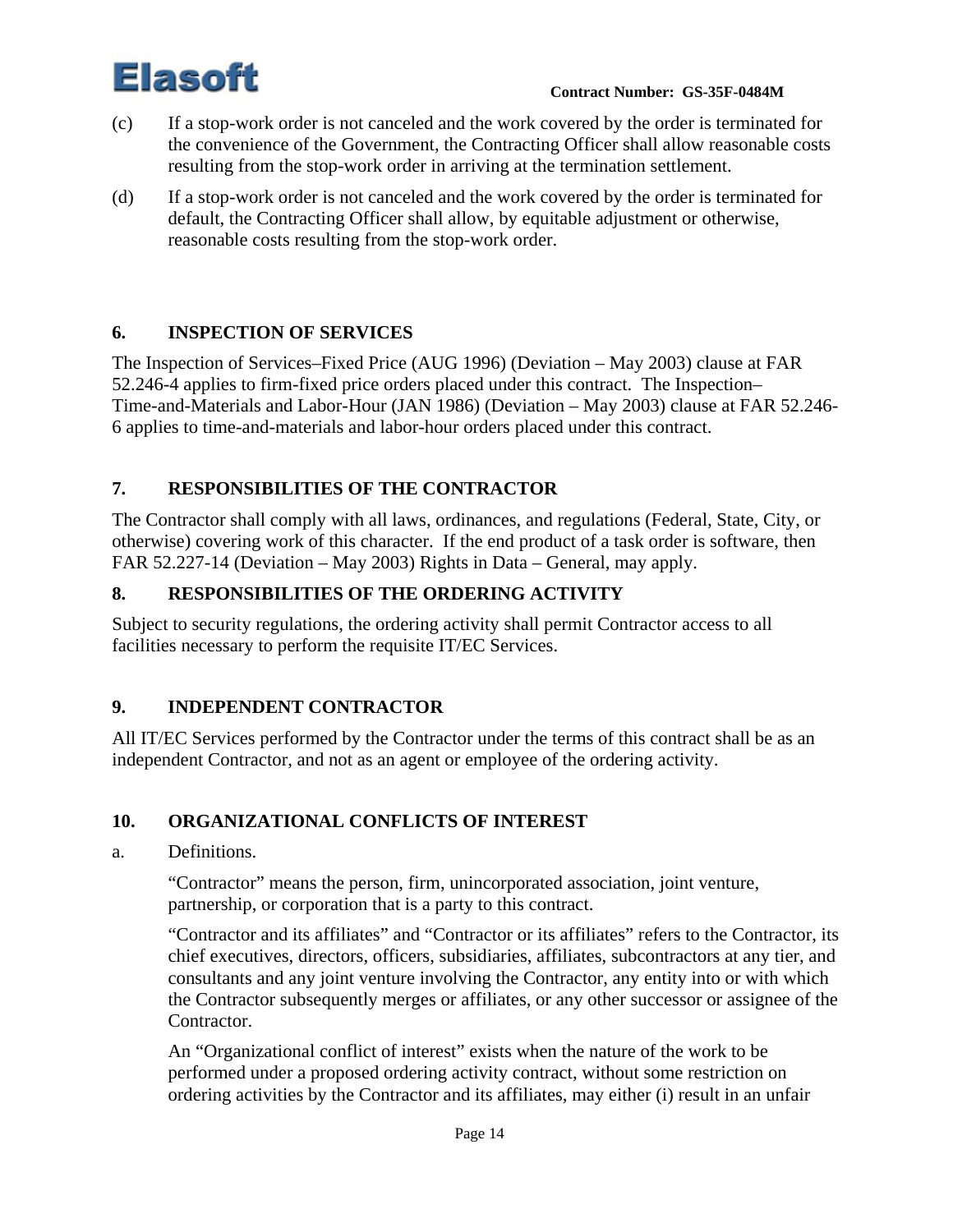(c) If a stop-work order is not canceled and the work covered by the order is terminated for the convenience of the Government, the Contracting Officer shall allow reasonable costs resulting from the stop-work order in arriving at the termination settlement.

(d) If a stop-work order is not canceled and the work covered by the order is terminated for default, the Contracting Officer shall allow, by equitable adjustment or otherwise, reasonable costs resulting from the stop-work order.

## 6. INSPECTION OF SERVICES

The Inspection of Services–Fixed Price (AUG 1996) (Deviation – May 2003) clause at FAR 52.246-4 applies to firm-fixed price orders placed under this contract. The Inspection–Time-and-Materials and Labor-Hour (JAN 1986) (Deviation – May 2003) clause at FAR 52.246-6 applies to time-and-materials and labor-hour orders placed under this contract.

## 7. RESPONSIBILITIES OF THE CONTRACTOR

The Contractor shall comply with all laws, ordinances, and regulations (Federal, State, City, or otherwise) covering work of this character. If the end product of a task order is software, then FAR 52.227-14 (Deviation – May 2003) Rights in Data – General, may apply.

## 8. RESPONSIBILITIES OF THE ORDERING ACTIVITY

Subject to security regulations, the ordering activity shall permit Contractor access to all facilities necessary to perform the requisite IT/EC Services.

## 9. INDEPENDENT CONTRACTOR

All IT/EC Services performed by the Contractor under the terms of this contract shall be as an independent Contractor, and not as an agent or employee of the ordering activity.

## 10. ORGANIZATIONAL CONFLICTS OF INTEREST

a. Definitions.

“Contractor” means the person, firm, unincorporated association, joint venture, partnership, or corporation that is a party to this contract.

“Contractor and its affiliates” and “Contractor or its affiliates” refers to the Contractor, its chief executives, directors, officers, subsidiaries, affiliates, subcontractors at any tier, and consultants and any joint venture involving the Contractor, any entity into or with which the Contractor subsequently merges or affiliates, or any other successor or assignee of the Contractor.

An “Organizational conflict of interest” exists when the nature of the work to be performed under a proposed ordering activity contract, without some restriction on ordering activities by the Contractor and its affiliates, may either (i) result in an unfair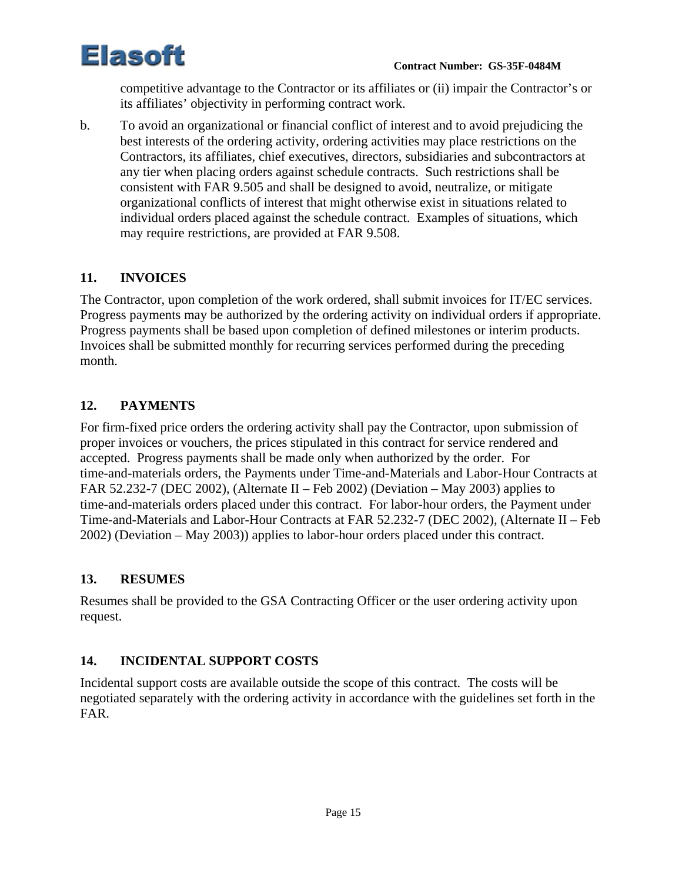competitive advantage to the Contractor or its affiliates or (ii) impair the Contractor's or its affiliates' objectivity in performing contract work.

b. To avoid an organizational or financial conflict of interest and to avoid prejudicing the best interests of the ordering activity, ordering activities may place restrictions on the Contractors, its affiliates, chief executives, directors, subsidiaries and subcontractors at any tier when placing orders against schedule contracts. Such restrictions shall be consistent with FAR 9.505 and shall be designed to avoid, neutralize, or mitigate organizational conflicts of interest that might otherwise exist in situations related to individual orders placed against the schedule contract. Examples of situations, which may require restrictions, are provided at FAR 9.508.

## 11. INVOICES

The Contractor, upon completion of the work ordered, shall submit invoices for IT/EC services. Progress payments may be authorized by the ordering activity on individual orders if appropriate. Progress payments shall be based upon completion of defined milestones or interim products. Invoices shall be submitted monthly for recurring services performed during the preceding month.

## 12. PAYMENTS

For firm-fixed price orders the ordering activity shall pay the Contractor, upon submission of proper invoices or vouchers, the prices stipulated in this contract for service rendered and accepted. Progress payments shall be made only when authorized by the order. For time-and-materials orders, the Payments under Time-and-Materials and Labor-Hour Contracts at FAR 52.232-7 (DEC 2002), (Alternate II – Feb 2002) (Deviation – May 2003) applies to time-and-materials orders placed under this contract. For labor-hour orders, the Payment under Time-and-Materials and Labor-Hour Contracts at FAR 52.232-7 (DEC 2002), (Alternate II – Feb 2002) (Deviation – May 2003)) applies to labor-hour orders placed under this contract.

## 13. RESUMES

Resumes shall be provided to the GSA Contracting Officer or the user ordering activity upon request.

## 14. INCIDENTAL SUPPORT COSTS

Incidental support costs are available outside the scope of this contract. The costs will be negotiated separately with the ordering activity in accordance with the guidelines set forth in the FAR.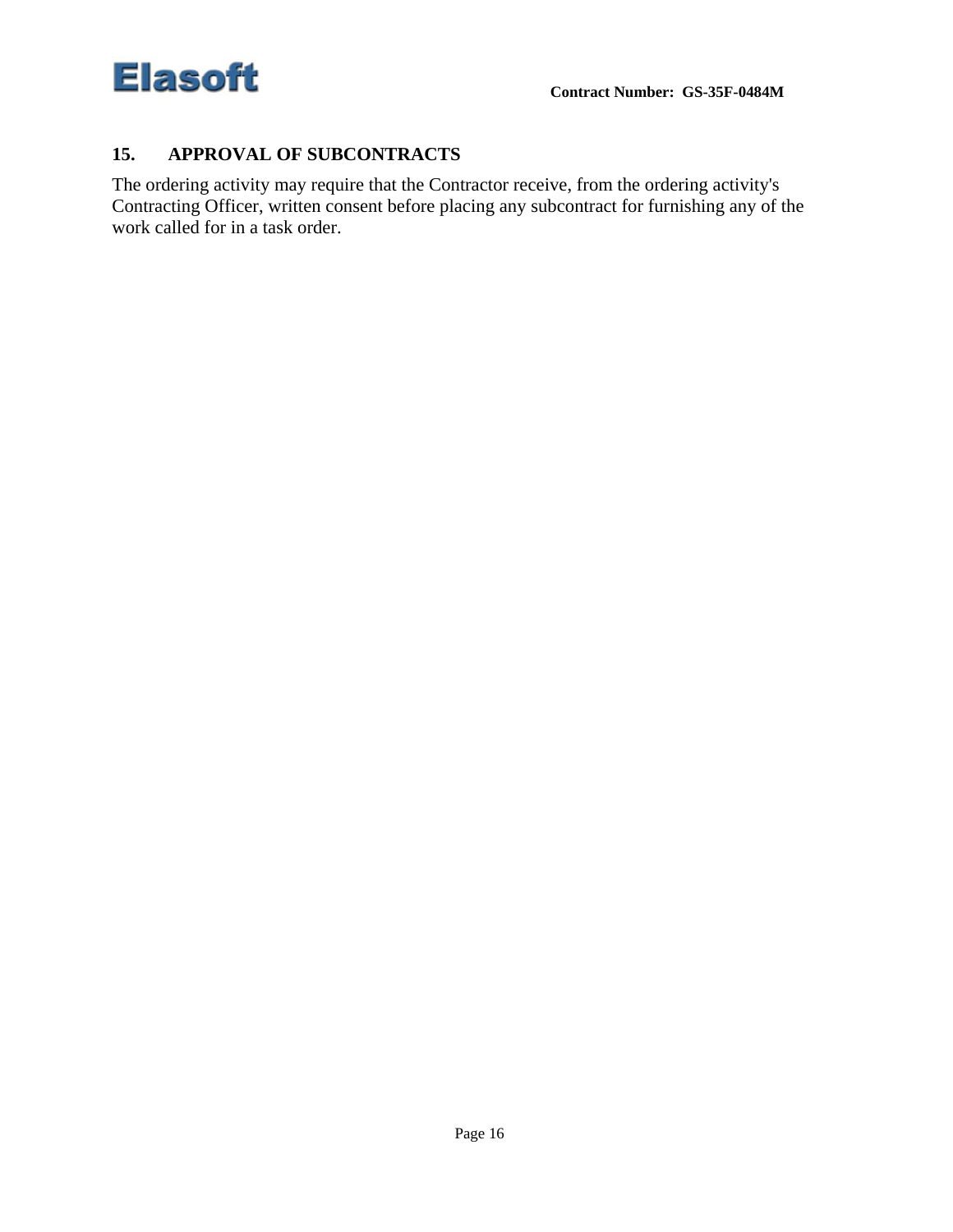## 15. APPROVAL OF SUBCONTRACTS

The ordering activity may require that the Contractor receive, from the ordering activity's Contracting Officer, written consent before placing any subcontract for furnishing any of the work called for in a task order.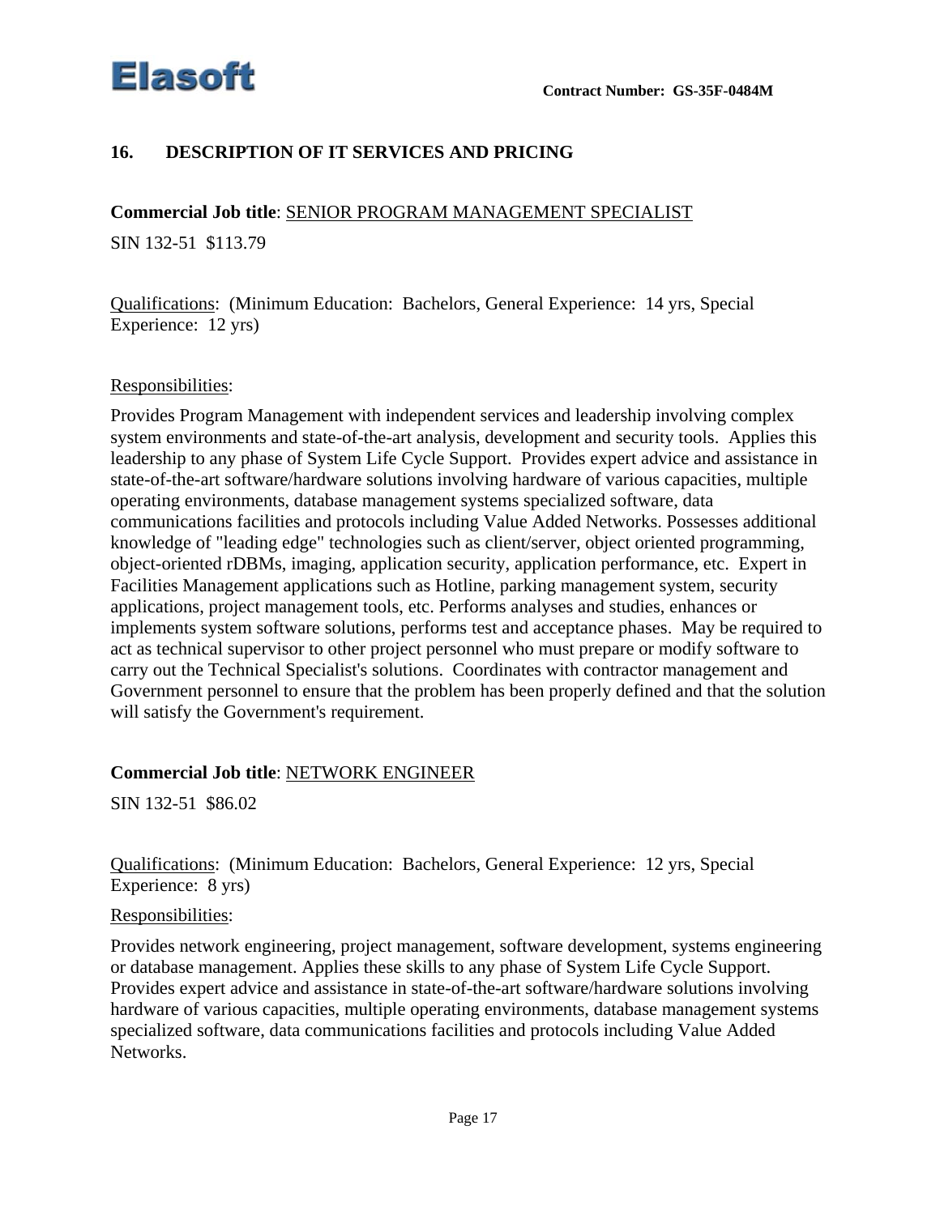## 16. DESCRIPTION OF IT SERVICES AND PRICING

**Commercial Job title**: SENIOR PROGRAM MANAGEMENT SPECIALIST

SIN 132-51 $113.79

Qualifications: (Minimum Education: Bachelors, General Experience: 14 yrs, Special Experience: 12 yrs)

Responsibilities:

Provides Program Management with independent services and leadership involving complex system environments and state-of-the-art analysis, development and security tools. Applies this leadership to any phase of System Life Cycle Support. Provides expert advice and assistance in state-of-the-art software/hardware solutions involving hardware of various capacities, multiple operating environments, database management systems specialized software, data communications facilities and protocols including Value Added Networks. Possesses additional knowledge of "leading edge" technologies such as client/server, object oriented programming, object-oriented rDBMs, imaging, application security, application performance, etc. Expert in Facilities Management applications such as Hotline, parking management system, security applications, project management tools, etc. Performs analyses and studies, enhances or implements system software solutions, performs test and acceptance phases. May be required to act as technical supervisor to other project personnel who must prepare or modify software to carry out the Technical Specialist's solutions. Coordinates with contractor management and Government personnel to ensure that the problem has been properly defined and that the solution will satisfy the Government's requirement.

**Commercial Job title**: NETWORK ENGINEER

SIN 132-51 $86.02

Qualifications: (Minimum Education: Bachelors, General Experience: 12 yrs, Special Experience: 8 yrs)

Responsibilities:

Provides network engineering, project management, software development, systems engineering or database management. Applies these skills to any phase of System Life Cycle Support. Provides expert advice and assistance in state-of-the-art software/hardware solutions involving hardware of various capacities, multiple operating environments, database management systems specialized software, data communications facilities and protocols including Value Added Networks.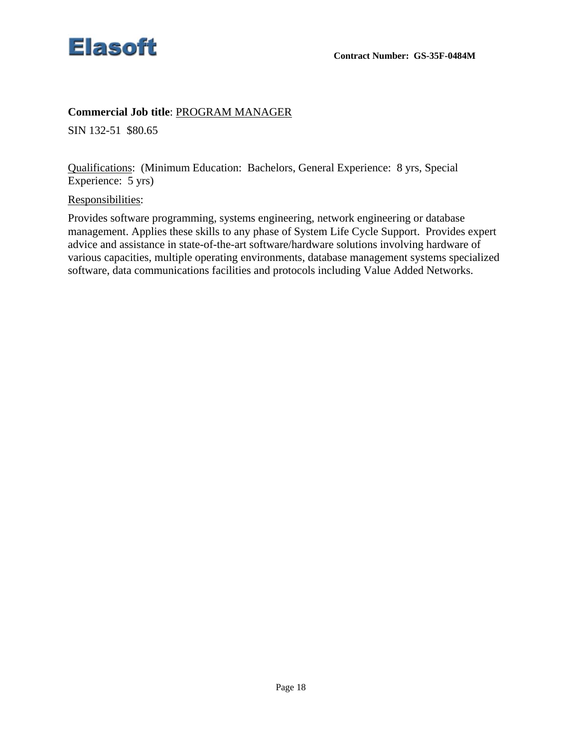**Commercial Job title**: PROGRAM MANAGER

SIN 132-51 $80.65

Qualifications: (Minimum Education: Bachelors, General Experience: 8 yrs, Special Experience: 5 yrs)

Responsibilities:

Provides software programming, systems engineering, network engineering or database management. Applies these skills to any phase of System Life Cycle Support. Provides expert advice and assistance in state-of-the-art software/hardware solutions involving hardware of various capacities, multiple operating environments, database management systems specialized software, data communications facilities and protocols including Value Added Networks.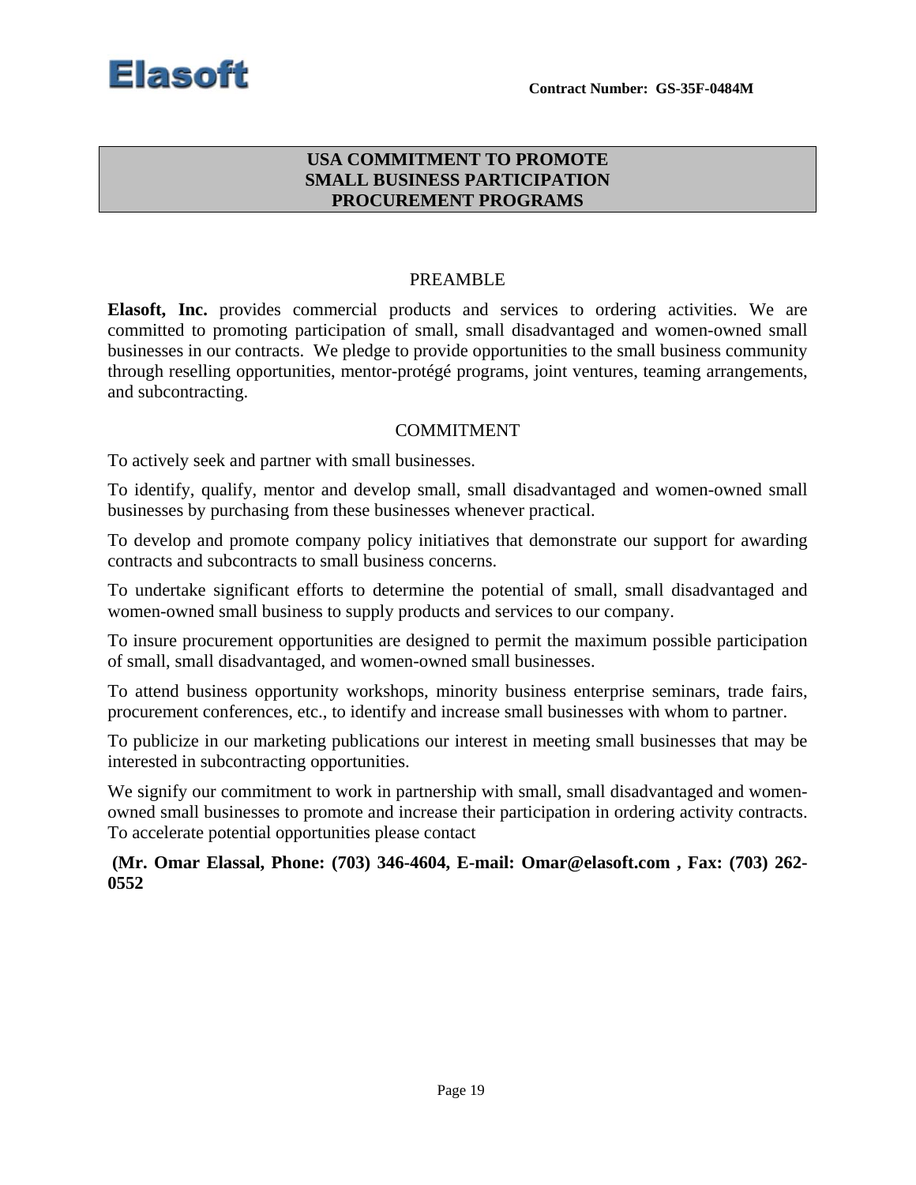## USA COMMITMENT TO PROMOTE SMALL BUSINESS PARTICIPATION PROCUREMENT PROGRAMS

### PREAMBLE

**Elasoft, Inc.** provides commercial products and services to ordering activities. We are committed to promoting participation of small, small disadvantaged and women-owned small businesses in our contracts. We pledge to provide opportunities to the small business community through reselling opportunities, mentor-protégé programs, joint ventures, teaming arrangements, and subcontracting.

### COMMITMENT

To actively seek and partner with small businesses.

To identify, qualify, mentor and develop small, small disadvantaged and women-owned small businesses by purchasing from these businesses whenever practical.

To develop and promote company policy initiatives that demonstrate our support for awarding contracts and subcontracts to small business concerns.

To undertake significant efforts to determine the potential of small, small disadvantaged and women-owned small business to supply products and services to our company.

To insure procurement opportunities are designed to permit the maximum possible participation of small, small disadvantaged, and women-owned small businesses.

To attend business opportunity workshops, minority business enterprise seminars, trade fairs, procurement conferences, etc., to identify and increase small businesses with whom to partner.

To publicize in our marketing publications our interest in meeting small businesses that may be interested in subcontracting opportunities.

We signify our commitment to work in partnership with small, small disadvantaged and women-owned small businesses to promote and increase their participation in ordering activity contracts. To accelerate potential opportunities please contact

**(Mr. Omar Elassal, Phone: (703) 346-4604, E-mail: Omar@elasoft.com , Fax: (703) 262-0552**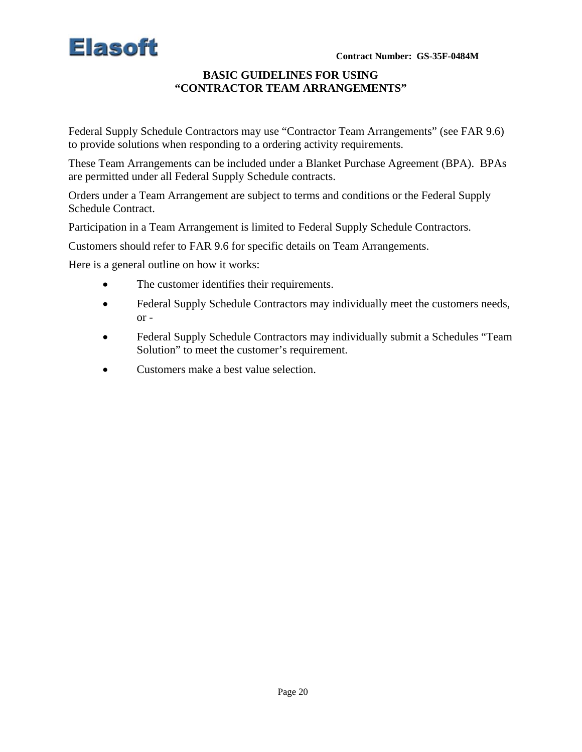# BASIC GUIDELINES FOR USING "CONTRACTOR TEAM ARRANGEMENTS"

Federal Supply Schedule Contractors may use "Contractor Team Arrangements" (see FAR 9.6) to provide solutions when responding to a ordering activity requirements.

These Team Arrangements can be included under a Blanket Purchase Agreement (BPA). BPAs are permitted under all Federal Supply Schedule contracts.

Orders under a Team Arrangement are subject to terms and conditions or the Federal Supply Schedule Contract.

Participation in a Team Arrangement is limited to Federal Supply Schedule Contractors.

Customers should refer to FAR 9.6 for specific details on Team Arrangements.

Here is a general outline on how it works:

- The customer identifies their requirements.
- Federal Supply Schedule Contractors may individually meet the customers needs, or -
- Federal Supply Schedule Contractors may individually submit a Schedules "Team Solution" to meet the customer's requirement.
- Customers make a best value selection.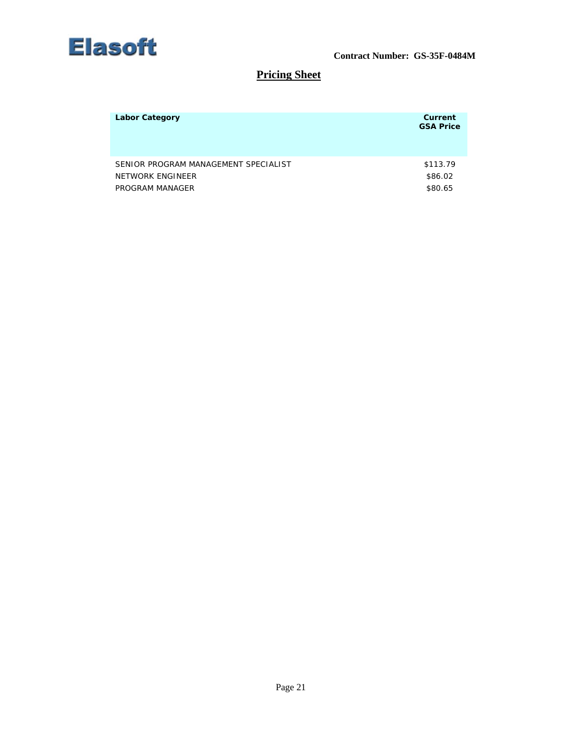Elasoft

**Contract Number: GS-35F-0484M**

# Pricing Sheet

| Labor Category | Current GSA Price |
| --- | --- |
| SENIOR PROGRAM MANAGEMENT SPECIALIST | $113.79 |
| NETWORK ENGINEER | $86.02 |
| PROGRAM MANAGER | $80.65 |